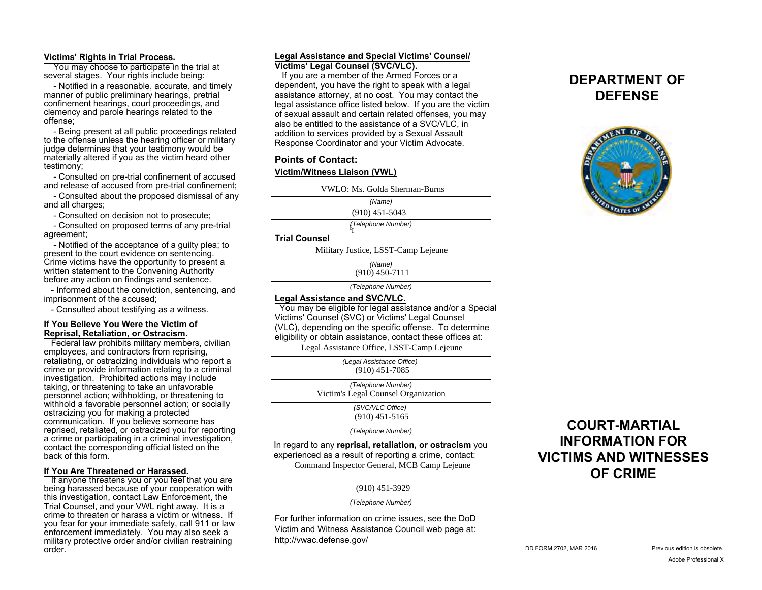**Victims' Rights in Trial Process.**

You may choose to participate in the trial at several stages. Your rights include being:

- Notified in a reasonable, accurate, and timely manner of public preliminary hearings, pretrial confinement hearings, court proceedings, and clemency and parole hearings related to the offense;
- Being present at all public proceedings related to the offense unless the hearing officer or military judge determines that your testimony would be materially altered if you as the victim heard other testimony;
- Consulted on pre-trial confinement of accused and release of accused from pre-trial confinement;
- Consulted about the proposed dismissal of any and all charges;
- Consulted on decision not to prosecute;
- Consulted on proposed terms of any pre-trial agreement;
- Notified of the acceptance of a guilty plea; to present to the court evidence on sentencing. Crime victims have the opportunity to present a written statement to the Convening Authority before any action on findings and sentence.
- Informed about the conviction, sentencing, and imprisonment of the accused;
- Consulted about testifying as a witness.

**If You Believe You Were the Victim of Reprisal, Retaliation, or Ostracism.**

Federal law prohibits military members, civilian employees, and contractors from reprising, retaliating, or ostracizing individuals who report a crime or provide information relating to a criminal investigation. Prohibited actions may include taking, or threatening to take an unfavorable personnel action; withholding, or threatening to withhold a favorable personnel action; or socially ostracizing you for making a protected communication. If you believe someone has reprised, retaliated, or ostracized you for reporting a crime or participating in a criminal investigation, contact the corresponding official listed on the back of this form.

**If You Are Threatened or Harassed.**

If anyone threatens you or you feel that you are being harassed because of your cooperation with this investigation, contact Law Enforcement, the Trial Counsel, and your VWL right away. It is a crime to threaten or harass a victim or witness. If you fear for your immediate safety, call 911 or law enforcement immediately. You may also seek a military protective order and/or civilian restraining order.

**Legal Assistance and Special Victims' Counsel/ Victims' Legal Counsel (SVC/VLC).**

If you are a member of the Armed Forces or a dependent, you have the right to speak with a legal assistance attorney, at no cost. You may contact the legal assistance office listed below. If you are the victim of sexual assault and certain related offenses, you may also be entitled to the assistance of a SVC/VLC, in addition to services provided by a Sexual Assault Response Coordinator and your Victim Advocate.

**Points of Contact:**

**Victim/Witness Liaison (VWL)**

VWLO: Ms. Golda Sherman-Burns
*(Name)*

(910) 451-5043
*(Telephone Number)*

**Trial Counsel**

Military Justice, LSST-Camp Lejeune
*(Name)*

(910) 450-7111
*(Telephone Number)*

**Legal Assistance and SVC/VLC.**

You may be eligible for legal assistance and/or a Special Victims' Counsel (SVC) or Victims' Legal Counsel (VLC), depending on the specific offense. To determine eligibility or obtain assistance, contact these offices at:

Legal Assistance Office, LSST-Camp Lejeune
*(Legal Assistance Office)*

(910) 451-7085
*(Telephone Number)*

Victim's Legal Counsel Organization
*(SVC/VLC Office)*

(910) 451-5165
*(Telephone Number)*

In regard to any **reprisal, retaliation, or ostracism** you experienced as a result of reporting a crime, contact:

Command Inspector General, MCB Camp Lejeune

(910) 451-3929
*(Telephone Number)*

For further information on crime issues, see the DoD Victim and Witness Assistance Council web page at: http://vwac.defense.gov/

# DEPARTMENT OF DEFENSE

# COURT-MARTIAL INFORMATION FOR VICTIMS AND WITNESSES OF CRIME

DD FORM 2702, MAR 2016 Previous edition is obsolete.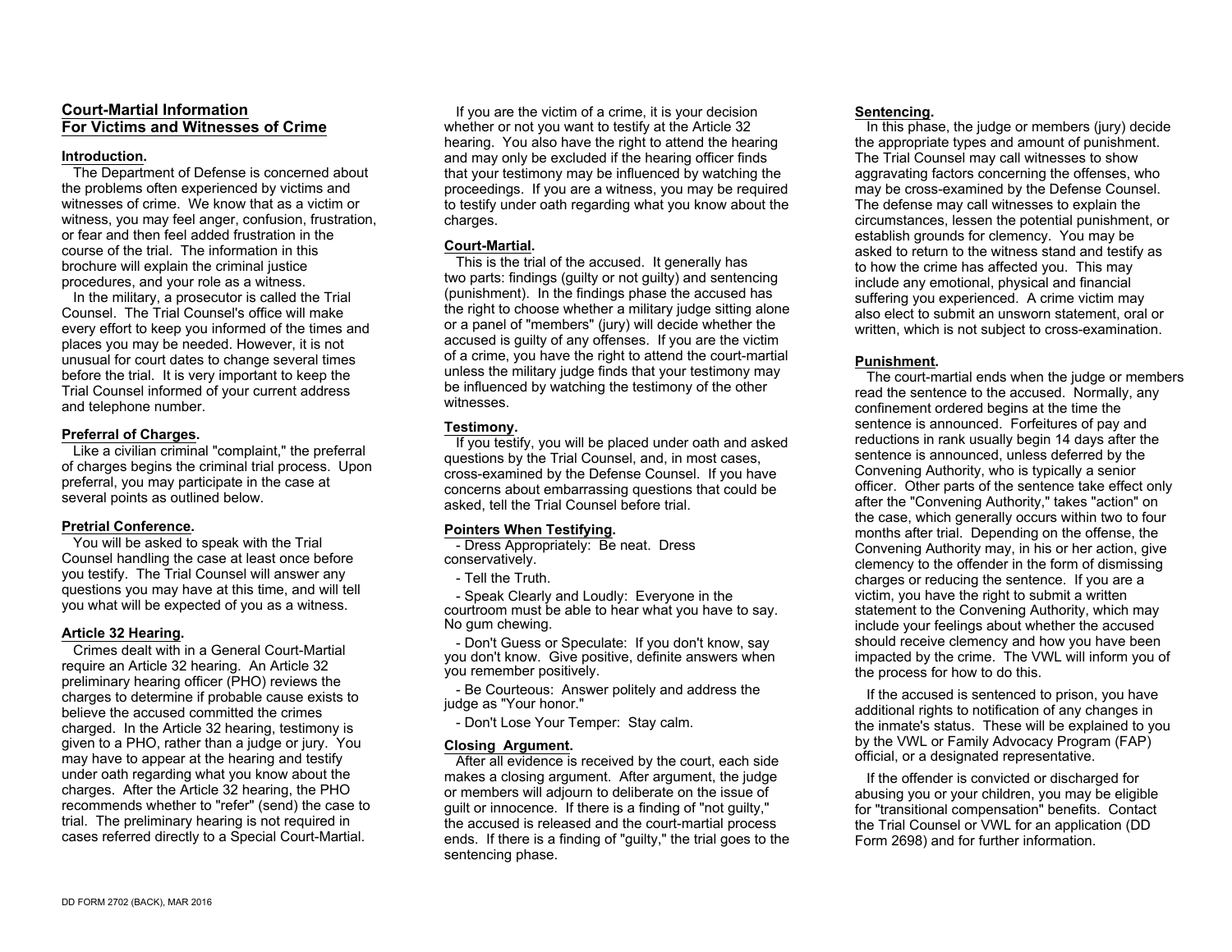## Court-Martial Information For Victims and Witnesses of Crime

### Introduction.

The Department of Defense is concerned about the problems often experienced by victims and witnesses of crime. We know that as a victim or witness, you may feel anger, confusion, frustration, or fear and then feel added frustration in the course of the trial. The information in this brochure will explain the criminal justice procedures, and your role as a witness.

In the military, a prosecutor is called the Trial Counsel. The Trial Counsel's office will make every effort to keep you informed of the times and places you may be needed. However, it is not unusual for court dates to change several times before the trial. It is very important to keep the Trial Counsel informed of your current address and telephone number.

### Preferral of Charges.

Like a civilian criminal "complaint," the preferral of charges begins the criminal trial process. Upon preferral, you may participate in the case at several points as outlined below.

### Pretrial Conference.

You will be asked to speak with the Trial Counsel handling the case at least once before you testify. The Trial Counsel will answer any questions you may have at this time, and will tell you what will be expected of you as a witness.

### Article 32 Hearing.

Crimes dealt with in a General Court-Martial require an Article 32 hearing. An Article 32 preliminary hearing officer (PHO) reviews the charges to determine if probable cause exists to believe the accused committed the crimes charged. In the Article 32 hearing, testimony is given to a PHO, rather than a judge or jury. You may have to appear at the hearing and testify under oath regarding what you know about the charges. After the Article 32 hearing, the PHO recommends whether to "refer" (send) the case to trial. The preliminary hearing is not required in cases referred directly to a Special Court-Martial.

If you are the victim of a crime, it is your decision whether or not you want to testify at the Article 32 hearing. You also have the right to attend the hearing and may only be excluded if the hearing officer finds that your testimony may be influenced by watching the proceedings. If you are a witness, you may be required to testify under oath regarding what you know about the charges.

### Court-Martial.

This is the trial of the accused. It generally has two parts: findings (guilty or not guilty) and sentencing (punishment). In the findings phase the accused has the right to choose whether a military judge sitting alone or a panel of "members" (jury) will decide whether the accused is guilty of any offenses. If you are the victim of a crime, you have the right to attend the court-martial unless the military judge finds that your testimony may be influenced by watching the testimony of the other witnesses.

### Testimony.

If you testify, you will be placed under oath and asked questions by the Trial Counsel, and, in most cases, cross-examined by the Defense Counsel. If you have concerns about embarrassing questions that could be asked, tell the Trial Counsel before trial.

### Pointers When Testifying.

- Dress Appropriately: Be neat. Dress conservatively.
- Tell the Truth.
- Speak Clearly and Loudly: Everyone in the courtroom must be able to hear what you have to say. No gum chewing.
- Don't Guess or Speculate: If you don't know, say you don't know. Give positive, definite answers when you remember positively.
- Be Courteous: Answer politely and address the judge as "Your honor."
- Don't Lose Your Temper: Stay calm.

### Closing Argument.

After all evidence is received by the court, each side makes a closing argument. After argument, the judge or members will adjourn to deliberate on the issue of guilt or innocence. If there is a finding of "not guilty," the accused is released and the court-martial process ends. If there is a finding of "guilty," the trial goes to the sentencing phase.

### Sentencing.

In this phase, the judge or members (jury) decide the appropriate types and amount of punishment. The Trial Counsel may call witnesses to show aggravating factors concerning the offenses, who may be cross-examined by the Defense Counsel. The defense may call witnesses to explain the circumstances, lessen the potential punishment, or establish grounds for clemency. You may be asked to return to the witness stand and testify as to how the crime has affected you. This may include any emotional, physical and financial suffering you experienced. A crime victim may also elect to submit an unsworn statement, oral or written, which is not subject to cross-examination.

### Punishment.

The court-martial ends when the judge or members read the sentence to the accused. Normally, any confinement ordered begins at the time the sentence is announced. Forfeitures of pay and reductions in rank usually begin 14 days after the sentence is announced, unless deferred by the Convening Authority, who is typically a senior officer. Other parts of the sentence take effect only after the "Convening Authority," takes "action" on the case, which generally occurs within two to four months after trial. Depending on the offense, the Convening Authority may, in his or her action, give clemency to the offender in the form of dismissing charges or reducing the sentence. If you are a victim, you have the right to submit a written statement to the Convening Authority, which may include your feelings about whether the accused should receive clemency and how you have been impacted by the crime. The VWL will inform you of the process for how to do this.

If the accused is sentenced to prison, you have additional rights to notification of any changes in the inmate's status. These will be explained to you by the VWL or Family Advocacy Program (FAP) official, or a designated representative.

If the offender is convicted or discharged for abusing you or your children, you may be eligible for "transitional compensation" benefits. Contact the Trial Counsel or VWL for an application (DD Form 2698) and for further information.

DD FORM 2702 (BACK), MAR 2016